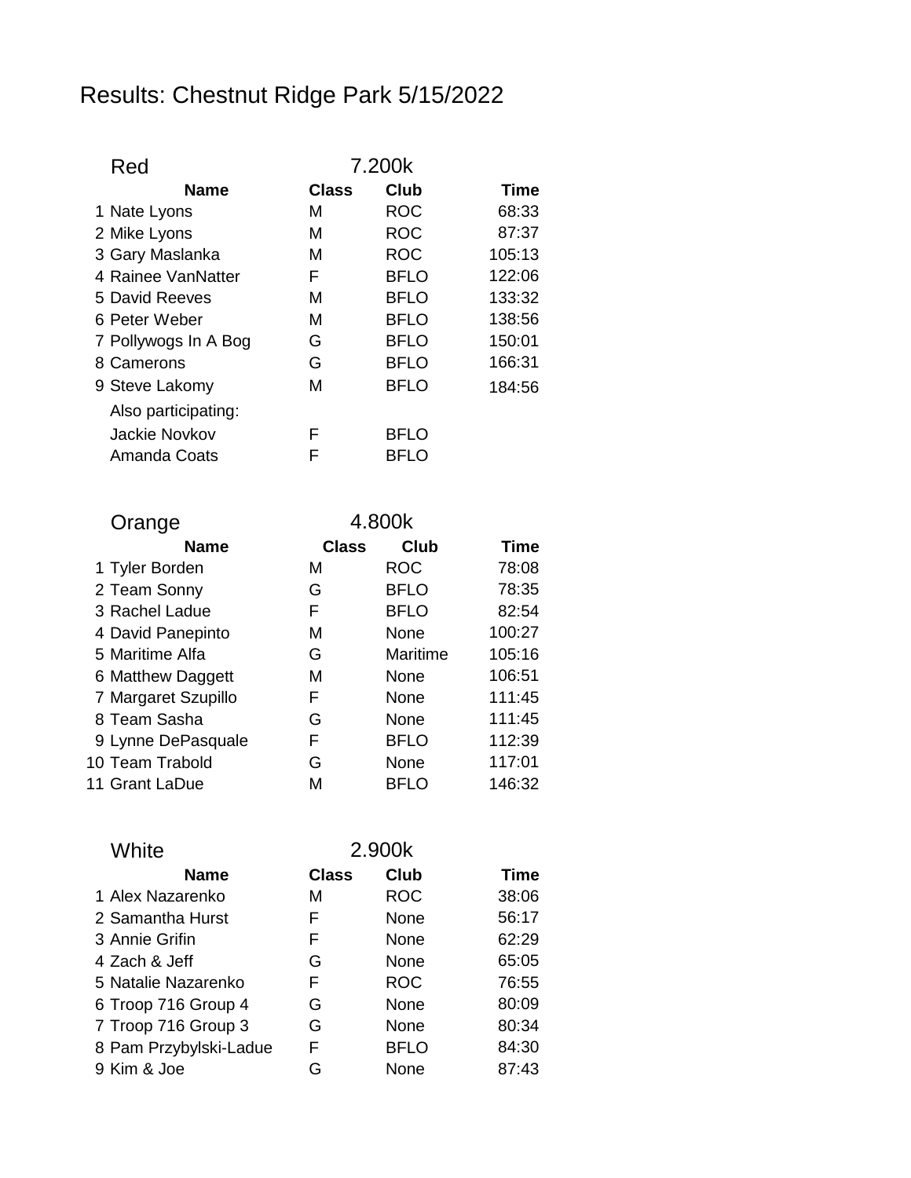# Results: Chestnut Ridge Park 5/15/2022

## Red — 7.200k

| | Name | Class | Club | Time |
|---|---|---|---|---|
| 1 | Nate Lyons | M | ROC | 68:33 |
| 2 | Mike Lyons | M | ROC | 87:37 |
| 3 | Gary Maslanka | M | ROC | 105:13 |
| 4 | Rainee VanNatter | F | BFLO | 122:06 |
| 5 | David Reeves | M | BFLO | 133:32 |
| 6 | Peter Weber | M | BFLO | 138:56 |
| 7 | Pollywogs In A Bog | G | BFLO | 150:01 |
| 8 | Camerons | G | BFLO | 166:31 |
| 9 | Steve Lakomy | M | BFLO | 184:56 |
| | Also participating: | | | |
| | Jackie Novkov | F | BFLO | |
| | Amanda Coats | F | BFLO | |

## Orange — 4.800k

| | Name | Class | Club | Time |
|---|---|---|---|---|
| 1 | Tyler Borden | M | ROC | 78:08 |
| 2 | Team Sonny | G | BFLO | 78:35 |
| 3 | Rachel Ladue | F | BFLO | 82:54 |
| 4 | David Panepinto | M | None | 100:27 |
| 5 | Maritime Alfa | G | Maritime | 105:16 |
| 6 | Matthew Daggett | M | None | 106:51 |
| 7 | Margaret Szupillo | F | None | 111:45 |
| 8 | Team Sasha | G | None | 111:45 |
| 9 | Lynne DePasquale | F | BFLO | 112:39 |
| 10 | Team Trabold | G | None | 117:01 |
| 11 | Grant LaDue | M | BFLO | 146:32 |

## White — 2.900k

| | Name | Class | Club | Time |
|---|---|---|---|---|
| 1 | Alex Nazarenko | M | ROC | 38:06 |
| 2 | Samantha Hurst | F | None | 56:17 |
| 3 | Annie Grifin | F | None | 62:29 |
| 4 | Zach & Jeff | G | None | 65:05 |
| 5 | Natalie Nazarenko | F | ROC | 76:55 |
| 6 | Troop 716 Group 4 | G | None | 80:09 |
| 7 | Troop 716 Group 3 | G | None | 80:34 |
| 8 | Pam Przybylski-Ladue | F | BFLO | 84:30 |
| 9 | Kim & Joe | G | None | 87:43 |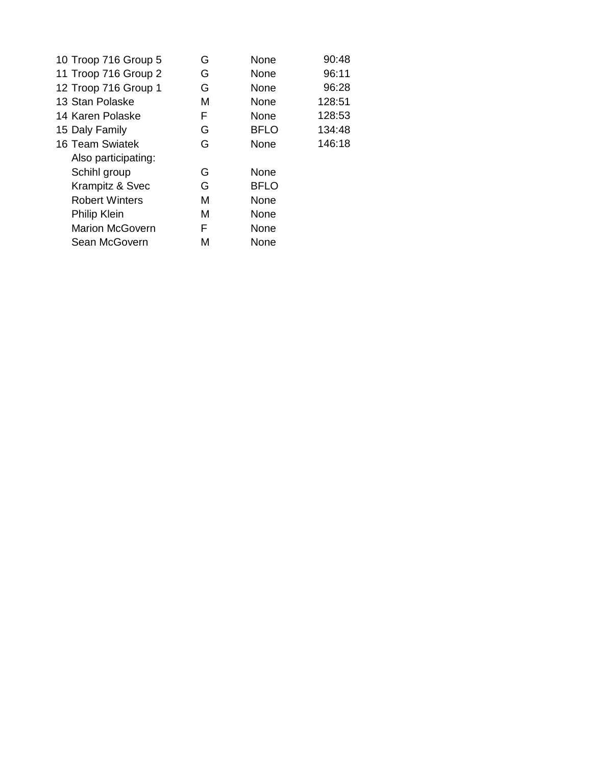| | | | | |
|---|---|---|---|---|
| 10 | Troop 716 Group 5 | G | None | 90:48 |
| 11 | Troop 716 Group 2 | G | None | 96:11 |
| 12 | Troop 716 Group 1 | G | None | 96:28 |
| 13 | Stan Polaske | M | None | 128:51 |
| 14 | Karen Polaske | F | None | 128:53 |
| 15 | Daly Family | G | BFLO | 134:48 |
| 16 | Team Swiatek | G | None | 146:18 |
| | Also participating: | | | |
| | Schihl group | G | None | |
| | Krampitz & Svec | G | BFLO | |
| | Robert Winters | M | None | |
| | Philip Klein | M | None | |
| | Marion McGovern | F | None | |
| | Sean McGovern | M | None | |